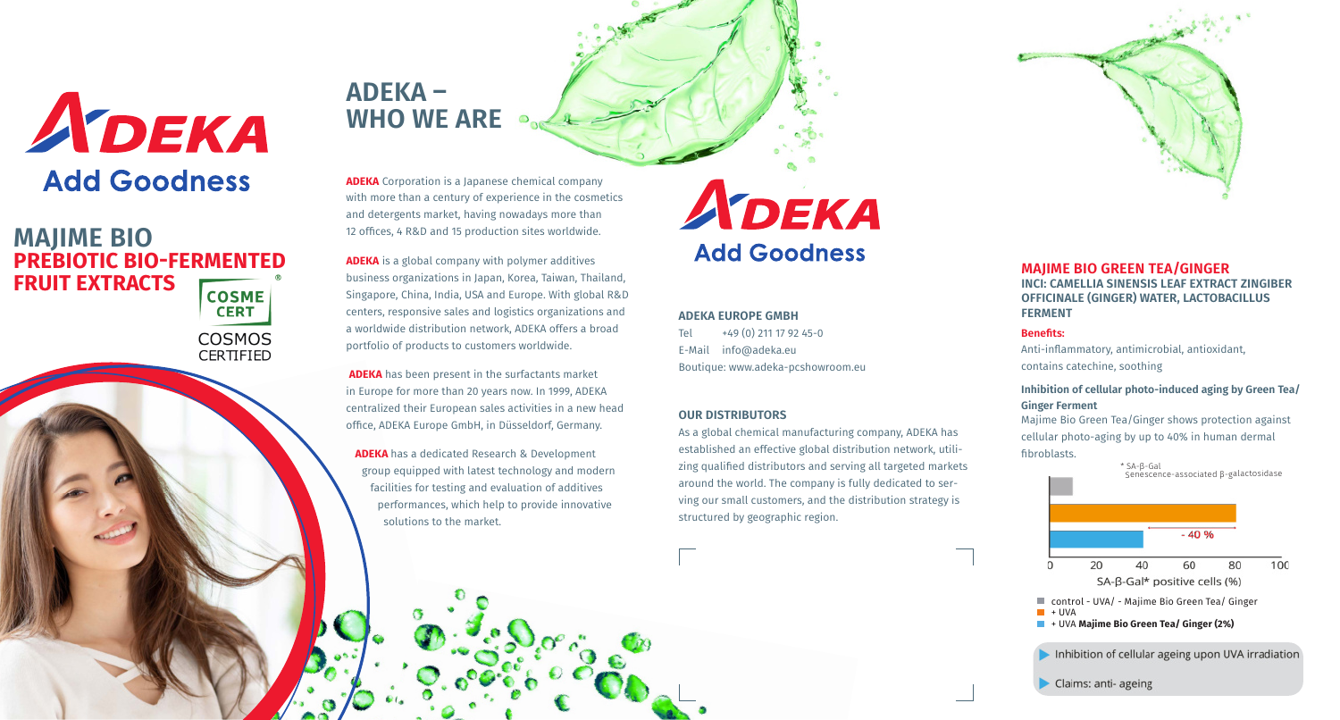# ADEKA
## Add Goodness

## MAJIME BIO PREBIOTIC BIO-FERMENTED FRUIT EXTRACTS®

COSME CERT
COSMOS CERTIFIED

## ADEKA – WHO WE ARE

**ADEKA** Corporation is a Japanese chemical company with more than a century of experience in the cosmetics and detergents market, having nowadays more than 12 offices, 4 R&D and 15 production sites worldwide.

**ADEKA** is a global company with polymer additives business organizations in Japan, Korea, Taiwan, Thailand, Singapore, China, India, USA and Europe. With global R&D centers, responsive sales and logistics organizations and a worldwide distribution network, ADEKA offers a broad portfolio of products to customers worldwide.

**ADEKA** has been present in the surfactants market in Europe for more than 20 years now. In 1999, ADEKA centralized their European sales activities in a new head office, ADEKA Europe GmbH, in Düsseldorf, Germany.

**ADEKA** has a dedicated Research & Development group equipped with latest technology and modern facilities for testing and evaluation of additives performances, which help to provide innovative solutions to the market.

# ADEKA
## Add Goodness

### ADEKA EUROPE GMBH

Tel +49 (0) 211 17 92 45-0
E-Mail info@adeka.eu
Boutique: www.adeka-pcshowroom.eu

### OUR DISTRIBUTORS

As a global chemical manufacturing company, ADEKA has established an effective global distribution network, utilizing qualified distributors and serving all targeted markets around the world. The company is fully dedicated to serving our small customers, and the distribution strategy is structured by geographic region.

## MAJIME BIO GREEN TEA/GINGER

**INCI: CAMELLIA SINENSIS LEAF EXTRACT ZINGIBER OFFICINALE (GINGER) WATER, LACTOBACILLUS FERMENT**

**Benefits:**

Anti-inflammatory, antimicrobial, antioxidant, contains catechine, soothing

**Inhibition of cellular photo-induced aging by Green Tea/ Ginger Ferment**

Majime Bio Green Tea/Ginger shows protection against cellular photo-aging by up to 40% in human dermal fibroblasts.

\* SA-β-Gal Senescence-associated β-galactosidase

- 40 %

0 20 40 60 80 100
SA-β-Gal* positive cells (%)

- control - UVA/ - Majime Bio Green Tea/ Ginger
- + UVA
- + UVA **Majime Bio Green Tea/ Ginger (2%)**

Inhibition of cellular ageing upon UVA irradiation

Claims: anti- ageing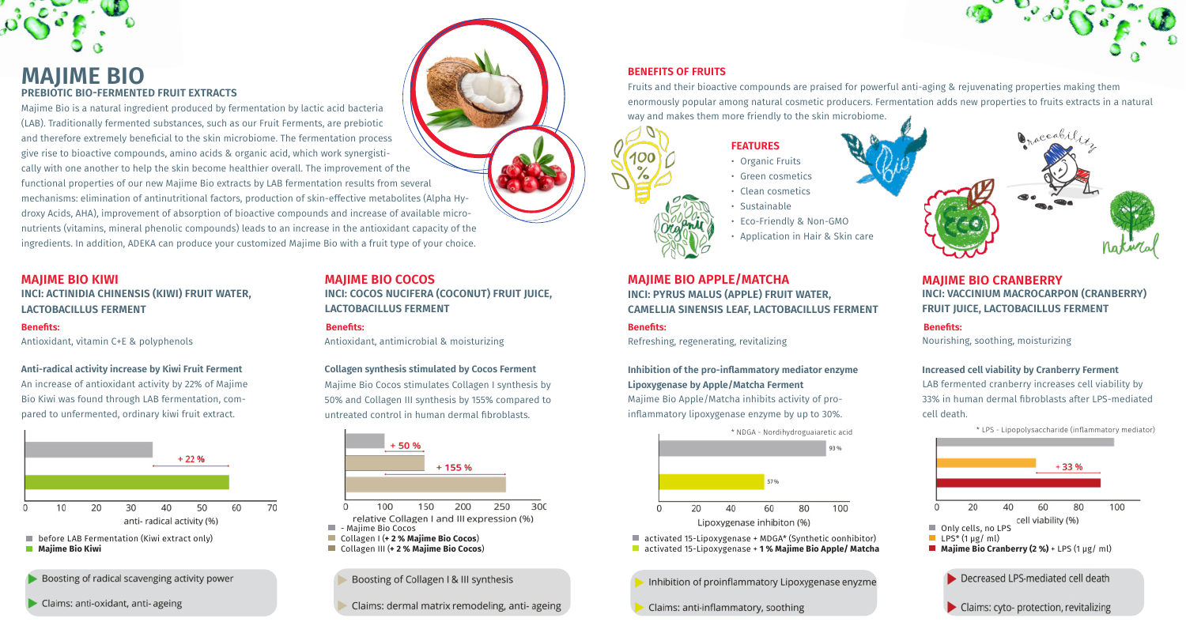# MAJIME BIO

## PREBIOTIC BIO-FERMENTED FRUIT EXTRACTS

Majime Bio is a natural ingredient produced by fermentation by lactic acid bacteria (LAB). Traditionally fermented substances, such as our Fruit Ferments, are prebiotic and therefore extremely beneficial to the skin microbiome. The fermentation process give rise to bioactive compounds, amino acids & organic acid, which work synergistically with one another to help the skin become healthier overall. The improvement of the functional properties of our new Majime Bio extracts by LAB fermentation results from several mechanisms: elimination of antinutritional factors, production of skin-effective metabolites (Alpha Hydroxy Acids, AHA), improvement of absorption of bioactive compounds and increase of available micronutrients (vitamins, mineral phenolic compounds) leads to an increase in the antioxidant capacity of the ingredients. In addition, ADEKA can produce your customized Majime Bio with a fruit type of your choice.

## BENEFITS OF FRUITS

Fruits and their bioactive compounds are praised for powerful anti-aging & rejuvenating properties making them enormously popular among natural cosmetic producers. Fermentation adds new properties to fruits extracts in a natural way and makes them more friendly to the skin microbiome.

### FEATURES

- Organic Fruits
- Green cosmetics
- Clean cosmetics
- Sustainable
- Eco-Friendly & Non-GMO
- Application in Hair & Skin care

## MAJIME BIO KIWI

**INCI: ACTINIDIA CHINENSIS (KIWI) FRUIT WATER, LACTOBACILLUS FERMENT**

**Benefits:**

Antioxidant, vitamin C+E & polyphenols

**Anti-radical activity increase by Kiwi Fruit Ferment**

An increase of antioxidant activity by 22% of Majime Bio Kiwi was found through LAB fermentation, compared to unfermented, ordinary kiwi fruit extract.

+ 22 %

0 10 20 30 40 50 60 70

anti- radical activity (%)

before LAB Fermentation (Kiwi extract only)

**Majime Bio Kiwi**

- Boosting of radical scavenging activity power
- Claims: anti-oxidant, anti- ageing

## MAJIME BIO COCOS

**INCI: COCOS NUCIFERA (COCONUT) FRUIT JUICE, LACTOBACILLUS FERMENT**

**Benefits:**

Antioxidant, antimicrobial & moisturizing

**Collagen synthesis stimulated by Cocos Ferment**

Majime Bio Cocos stimulates Collagen I synthesis by 50% and Collagen III synthesis by 155% compared to untreated control in human dermal fibroblasts.

+ 50 %

+ 155 %

0 100 150 200 250 300

relative Collagen I and III expression (%)

- Majime Bio Cocos

Collagen I (**+ 2 % Majime Bio Cocos**)

Collagen III (**+ 2 % Majime Bio Cocos**)

- Boosting of Collagen I & III synthesis
- Claims: dermal matrix remodeling, anti- ageing

## MAJIME BIO APPLE/MATCHA

**INCI: PYRUS MALUS (APPLE) FRUIT WATER, CAMELLIA SINENSIS LEAF, LACTOBACILLUS FERMENT**

**Benefits:**

Refreshing, regenerating, revitalizing

**Inhibition of the pro-inflammatory mediator enzyme Lipoxygenase by Apple/Matcha Ferment**

Majime Bio Apple/Matcha inhibits activity of pro-inflammatory lipoxygenase enzyme by up to 30%.

* NDGA - Nordihydroguaiaretic acid

93 %

57 %

0 20 40 60 80 100

Lipoxygenase inhibiton (%)

activated 15-Lipoxygenase + MDGA* (Synthetic oonhibitor)

activated 15-Lipoxygenase + **1 % Majime Bio Apple/ Matcha**

- Inhibition of proinflammatory Lipoxygenase enzyme
- Claims: anti-inflammatory, soothing

## MAJIME BIO CRANBERRY

**INCI: VACCINIUM MACROCARPON (CRANBERRY) FRUIT JUICE, LACTOBACILLUS FERMENT**

**Benefits:**

Nourishing, soothing, moisturizing

**Increased cell viability by Cranberry Ferment**

LAB fermented cranberry increases cell viability by 33% in human dermal fibroblasts after LPS-mediated cell death.

* LPS - Lipopolysaccharide (inflammatory mediator)

+ 33 %

0 20 40 60 80 100

cell viability (%)

Only cells, no LPS

LPS* (1 µg/ ml)

**Majime Bio Cranberry (2 %)** + LPS (1 µg/ ml)

- Decreased LPS-mediated cell death
- Claims: cyto- protection, revitalizing